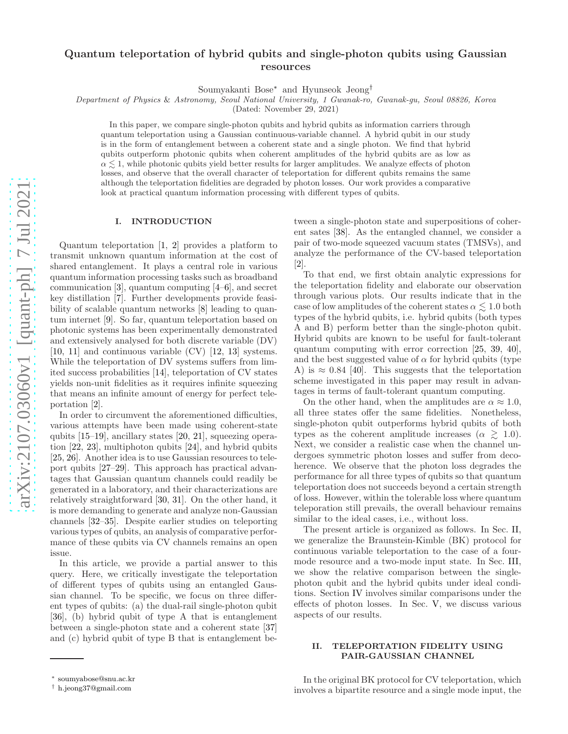# Quantum teleportation of hybrid qubits and single-photon qubits using Gaussian resources

Soumyakanti Bose* and Hyunseok Jeong†

*Department of Physics & Astronomy, Seoul National University, 1 Gwanak-ro, Gwanak-gu, Seoul 08826, Korea*

(Dated: November 29, 2021)

In this paper, we compare single-photon qubits and hybrid qubits as information carriers through quantum teleportation using a Gaussian continuous-variable channel. A hybrid qubit in our study is in the form of entanglement between a coherent state and a single photon. We find that hybrid qubits outperform photonic qubits when coherent amplitudes of the hybrid qubits are as low as $\alpha \lesssim 1$, while photonic qubits yield better results for larger amplitudes. We analyze effects of photon losses, and observe that the overall character of teleportation for different qubits remains the same although the teleportation fidelities are degraded by photon losses. Our work provides a comparative look at practical quantum information processing with different types of qubits.

## I. INTRODUCTION

Quantum teleportation [1, 2] provides a platform to transmit unknown quantum information at the cost of shared entanglement. It plays a central role in various quantum information processing tasks such as broadband communication [3], quantum computing [4–6], and secret key distillation [7]. Further developments provide feasibility of scalable quantum networks [8] leading to quantum internet [9]. So far, quantum teleportation based on photonic systems has been experimentally demonstrated and extensively analysed for both discrete variable (DV) [10, 11] and continuous variable (CV) [12, 13] systems. While the teleportation of DV systems suffers from limited success probabilities [14], teleportation of CV states yields non-unit fidelities as it requires infinite squeezing that means an infinite amount of energy for perfect teleportation [2].

In order to circumvent the aforementioned difficulties, various attempts have been made using coherent-state qubits [15–19], ancillary states [20, 21], squeezing operation [22, 23], multiphoton qubits [24], and hybrid qubits [25, 26]. Another idea is to use Gaussian resources to teleport qubits [27–29]. This approach has practical advantages that Gaussian quantum channels could readily be generated in a laboratory, and their characterizations are relatively straightforward [30, 31]. On the other hand, it is more demanding to generate and analyze non-Gaussian channels [32–35]. Despite earlier studies on teleporting various types of qubits, an analysis of comparative performance of these qubits via CV channels remains an open issue.

In this article, we provide a partial answer to this query. Here, we critically investigate the teleportation of different types of qubits using an entangled Gaussian channel. To be specific, we focus on three different types of qubits: (a) the dual-rail single-photon qubit [36], (b) hybrid qubit of type A that is entanglement between a single-photon state and a coherent state [37] and (c) hybrid qubit of type B that is entanglement between a single-photon state and superpositions of coherent sates [38]. As the entangled channel, we consider a pair of two-mode squeezed vacuum states (TMSVs), and analyze the performance of the CV-based teleportation [2].

To that end, we first obtain analytic expressions for the teleportation fidelity and elaborate our observation through various plots. Our results indicate that in the case of low amplitudes of the coherent states $\alpha \lesssim 1.0$ both types of the hybrid qubits, i.e. hybrid qubits (both types A and B) perform better than the single-photon qubit. Hybrid qubits are known to be useful for fault-tolerant quantum computing with error correction [25, 39, 40], and the best suggested value of $\alpha$ for hybrid qubits (type A) is $\approx 0.84$ [40]. This suggests that the teleportation scheme investigated in this paper may result in advantages in terms of fault-tolerant quantum computing.

On the other hand, when the amplitudes are $\alpha \approx 1.0$, all three states offer the same fidelities. Nonetheless, single-photon qubit outperforms hybrid qubits of both types as the coherent amplitude increases ($\alpha \gtrsim 1.0$). Next, we consider a realistic case when the channel undergoes symmetric photon losses and suffer from decoherence. We observe that the photon loss degrades the performance for all three types of qubits so that quantum teleportation does not succeeds beyond a certain strength of loss. However, within the tolerable loss where quantum teleoration still prevails, the overall behaviour remains similar to the ideal cases, i.e., without loss.

The present article is organized as follows. In Sec. II, we generalize the Braunstein-Kimble (BK) protocol for continuous variable teleportation to the case of a four-mode resource and a two-mode input state. In Sec. III, we show the relative comparison between the single-photon qubit and the hybrid qubits under ideal conditions. Section IV involves similar comparisons under the effects of photon losses. In Sec. V, we discuss various aspects of our results.

## II. TELEPORTATION FIDELITY USING PAIR-GAUSSIAN CHANNEL

In the original BK protocol for CV teleportation, which involves a bipartite resource and a single mode input, the

* soumyabose@snu.ac.kr
† h.jeong37@gmail.com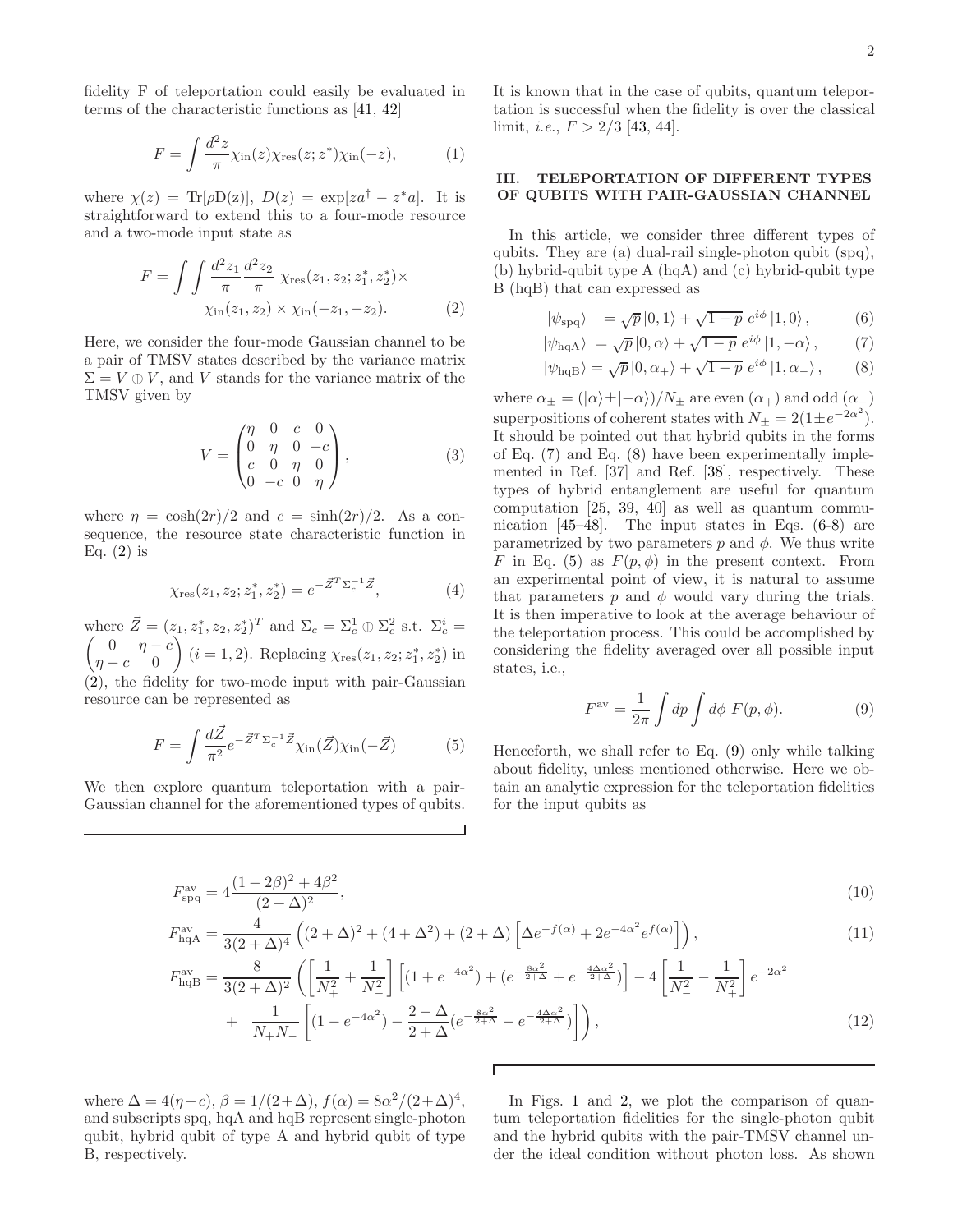fidelity F of teleportation could easily be evaluated in terms of the characteristic functions as [41, 42]

$$F = \int \frac{d^2 z}{\pi} \chi_{\rm in}(z) \chi_{\rm res}(z; z^*) \chi_{\rm in}(-z), \tag{1}$$

where $\chi(z) = {\rm Tr}[\rho {\rm D(z)}]$, $D(z) = \exp[z a^\dagger - z^* a]$. It is straightforward to extend this to a four-mode resource and a two-mode input state as

$$F = \int \int \frac{d^2 z_1}{\pi} \frac{d^2 z_2}{\pi} \; \chi_{\rm res}(z_1, z_2; z_1^*, z_2^*) \times \chi_{\rm in}(z_1, z_2) \times \chi_{\rm in}(-z_1, -z_2). \tag{2}$$

Here, we consider the four-mode Gaussian channel to be a pair of TMSV states described by the variance matrix $\Sigma = V \oplus V$, and $V$ stands for the variance matrix of the TMSV given by

$$V = \begin{pmatrix} \eta & 0 & c & 0 \\ 0 & \eta & 0 & -c \\ c & 0 & \eta & 0 \\ 0 & -c & 0 & \eta \end{pmatrix}, \tag{3}$$

where $\eta = \cosh(2r)/2$ and $c = \sinh(2r)/2$. As a consequence, the resource state characteristic function in Eq. (2) is

$$\chi_{\rm res}(z_1, z_2; z_1^*, z_2^*) = e^{-\vec{Z}^T \Sigma_c^{-1} \vec{Z}}, \tag{4}$$

where $\vec{Z} = (z_1, z_1^*, z_2, z_2^*)^T$ and $\Sigma_c = \Sigma_c^1 \oplus \Sigma_c^2$ s.t. $\Sigma_c^i = \begin{pmatrix} 0 & \eta - c \\ \eta - c & 0 \end{pmatrix}$ $(i = 1, 2)$. Replacing $\chi_{\rm res}(z_1, z_2; z_1^*, z_2^*)$ in (2), the fidelity for two-mode input with pair-Gaussian resource can be represented as

$$F = \int \frac{d\vec{Z}}{\pi^2} e^{-\vec{Z}^T \Sigma_c^{-1} \vec{Z}} \chi_{\rm in}(\vec{Z}) \chi_{\rm in}(-\vec{Z}) \tag{5}$$

We then explore quantum teleportation with a pair-Gaussian channel for the aforementioned types of qubits. It is known that in the case of qubits, quantum teleportation is successful when the fidelity is over the classical limit, *i.e.*, $F > 2/3$ [43, 44].

## III. TELEPORTATION OF DIFFERENT TYPES OF QUBITS WITH PAIR-GAUSSIAN CHANNEL

In this article, we consider three different types of qubits. They are (a) dual-rail single-photon qubit (spq), (b) hybrid-qubit type A (hqA) and (c) hybrid-qubit type B (hqB) that can expressed as

$$|\psi_{\rm spq}\rangle \;\; = \sqrt{p}\, |0, 1\rangle + \sqrt{1-p}\; e^{i\phi}\, |1, 0\rangle, \tag{6}$$

$$|\psi_{\rm hqA}\rangle \; = \sqrt{p}\, |0, \alpha\rangle + \sqrt{1-p}\; e^{i\phi}\, |1, -\alpha\rangle, \tag{7}$$

$$|\psi_{\rm hqB}\rangle = \sqrt{p}\, |0, \alpha_+\rangle + \sqrt{1-p}\; e^{i\phi}\, |1, \alpha_-\rangle, \tag{8}$$

where $\alpha_\pm = (|\alpha\rangle \pm |-\alpha\rangle)/N_\pm$ are even ($\alpha_+$) and odd ($\alpha_-$) superpositions of coherent states with $N_\pm = 2(1 \pm e^{-2\alpha^2})$. It should be pointed out that hybrid qubits in the forms of Eq. (7) and Eq. (8) have been experimentally implemented in Ref. [37] and Ref. [38], respectively. These types of hybrid entanglement are useful for quantum computation [25, 39, 40] as well as quantum communication [45–48]. The input states in Eqs. (6-8) are parametrized by two parameters $p$ and $\phi$. We thus write $F$ in Eq. (5) as $F(p, \phi)$ in the present context. From an experimental point of view, it is natural to assume that parameters $p$ and $\phi$ would vary during the trials. It is then imperative to look at the average behaviour of the teleportation process. This could be accomplished by considering the fidelity averaged over all possible input states, i.e.,

$$F^{\rm av} = \frac{1}{2\pi} \int dp \int d\phi \; F(p, \phi). \tag{9}$$

Henceforth, we shall refer to Eq. (9) only while talking about fidelity, unless mentioned otherwise. Here we obtain an analytic expression for the teleportation fidelities for the input qubits as

$$F^{\rm av}_{\rm spq} = 4 \frac{(1 - 2\beta)^2 + 4\beta^2}{(2 + \Delta)^2}, \tag{10}$$

$$F^{\rm av}_{\rm hqA} = \frac{4}{3(2+\Delta)^4} \left( (2+\Delta)^2 + (4 + \Delta^2) + (2+\Delta) \left[ \Delta e^{-f(\alpha)} + 2 e^{-4\alpha^2} e^{f(\alpha)} \right] \right), \tag{11}$$

$$F^{\rm av}_{\rm hqB} = \frac{8}{3(2+\Delta)^2} \left( \left[ \frac{1}{N_+^2} + \frac{1}{N_-^2} \right] \left[ (1 + e^{-4\alpha^2}) + (e^{-\frac{8\alpha^2}{2+\Delta}} + e^{-\frac{4\Delta\alpha^2}{2+\Delta}}) \right] - 4 \left[ \frac{1}{N_-^2} - \frac{1}{N_+^2} \right] e^{-2\alpha^2} + \frac{1}{N_+ N_-} \left[ (1 - e^{-4\alpha^2}) - \frac{2-\Delta}{2+\Delta} (e^{-\frac{8\alpha^2}{2+\Delta}} - e^{-\frac{4\Delta\alpha^2}{2+\Delta}}) \right] \right), \tag{12}$$

where $\Delta = 4(\eta - c)$, $\beta = 1/(2+\Delta)$, $f(\alpha) = 8\alpha^2/(2+\Delta)^4$, and subscripts spq, hqA and hqB represent single-photon qubit, hybrid qubit of type A and hybrid qubit of type B, respectively.

In Figs. 1 and 2, we plot the comparison of quantum teleportation fidelities for the single-photon qubit and the hybrid qubits with the pair-TMSV channel under the ideal condition without photon loss. As shown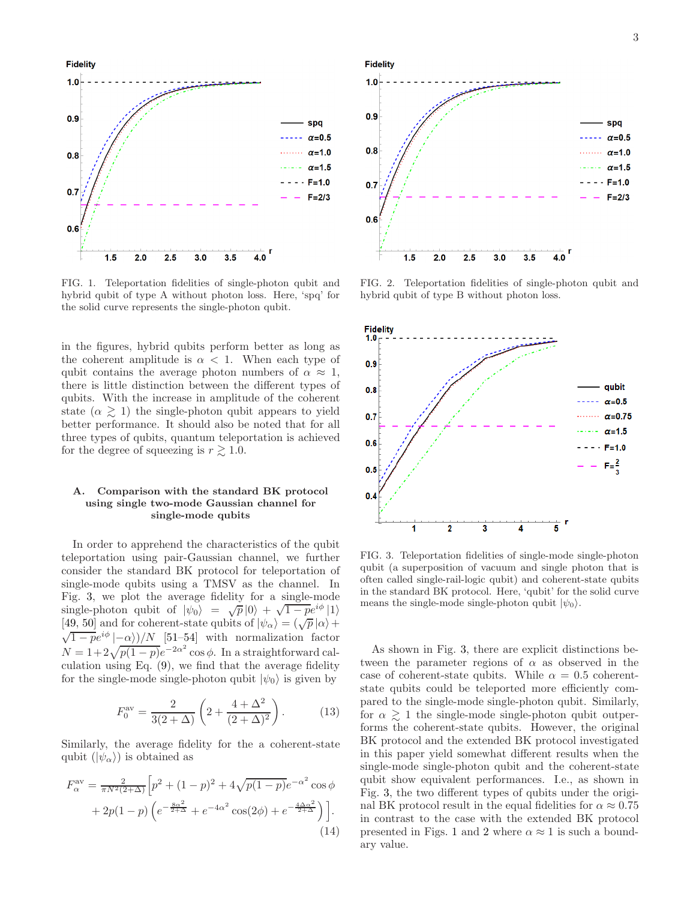FIG. 1. Teleportation fidelities of single-photon qubit and hybrid qubit of type A without photon loss. Here, 'spq' for the solid curve represents the single-photon qubit.

FIG. 2. Teleportation fidelities of single-photon qubit and hybrid qubit of type B without photon loss.

in the figures, hybrid qubits perform better as long as the coherent amplitude is $\alpha < 1$. When each type of qubit contains the average photon numbers of $\alpha \approx 1$, there is little distinction between the different types of qubits. With the increase in amplitude of the coherent state ($\alpha \gtrsim 1$) the single-photon qubit appears to yield better performance. It should also be noted that for all three types of qubits, quantum teleportation is achieved for the degree of squeezing is $r \gtrsim 1.0$.

### A. Comparison with the standard BK protocol using single two-mode Gaussian channel for single-mode qubits

In order to apprehend the characteristics of the qubit teleportation using pair-Gaussian channel, we further consider the standard BK protocol for teleportation of single-mode qubits using a TMSV as the channel. In Fig. 3, we plot the average fidelity for a single-mode single-photon qubit of $|\psi_0\rangle = \sqrt{p}\,|0\rangle + \sqrt{1-p}e^{i\phi}\,|1\rangle$ [49, 50] and for coherent-state qubits of $|\psi_\alpha\rangle = (\sqrt{p}\,|\alpha\rangle + \sqrt{1-p}e^{i\phi}\,|-\alpha\rangle)/N$ [51–54] with normalization factor $N = 1+2\sqrt{p(1-p)}e^{-2\alpha^2}\cos\phi$. In a straightforward calculation using Eq. (9), we find that the average fidelity for the single-mode single-photon qubit $|\psi_0\rangle$ is given by

$$F_0^{\text{av}} = \frac{2}{3(2+\Delta)}\left(2 + \frac{4+\Delta^2}{(2+\Delta)^2}\right). \tag{13}$$

Similarly, the average fidelity for the a coherent-state qubit ($|\psi_\alpha\rangle$) is obtained as

$$F_\alpha^{\text{av}} = \frac{2}{\pi N^2(2+\Delta)}\Big[p^2 + (1-p)^2 + 4\sqrt{p(1-p)}e^{-\alpha^2}\cos\phi + 2p(1-p)\left(e^{-\frac{8\alpha^2}{2+\Delta}} + e^{-4\alpha^2}\cos(2\phi) + e^{-\frac{4\Delta\alpha^2}{2+\Delta}}\right)\Big]. \tag{14}$$

FIG. 3. Teleportation fidelities of single-mode single-photon qubit (a superposition of vacuum and single photon that is often called single-rail-logic qubit) and coherent-state qubits in the standard BK protocol. Here, 'qubit' for the solid curve means the single-mode single-photon qubit $|\psi_0\rangle$.

As shown in Fig. 3, there are explicit distinctions between the parameter regions of $\alpha$ as observed in the case of coherent-state qubits. While $\alpha = 0.5$ coherent-state qubits could be teleported more efficiently compared to the single-mode single-photon qubit. Similarly, for $\alpha \gtrsim 1$ the single-mode single-photon qubit outperforms the coherent-state qubits. However, the original BK protocol and the extended BK protocol investigated in this paper yield somewhat different results when the single-mode single-photon qubit and the coherent-state qubit show equivalent performances. I.e., as shown in Fig. 3, the two different types of qubits under the original BK protocol result in the equal fidelities for $\alpha \approx 0.75$ in contrast to the case with the extended BK protocol presented in Figs. 1 and 2 where $\alpha \approx 1$ is such a boundary value.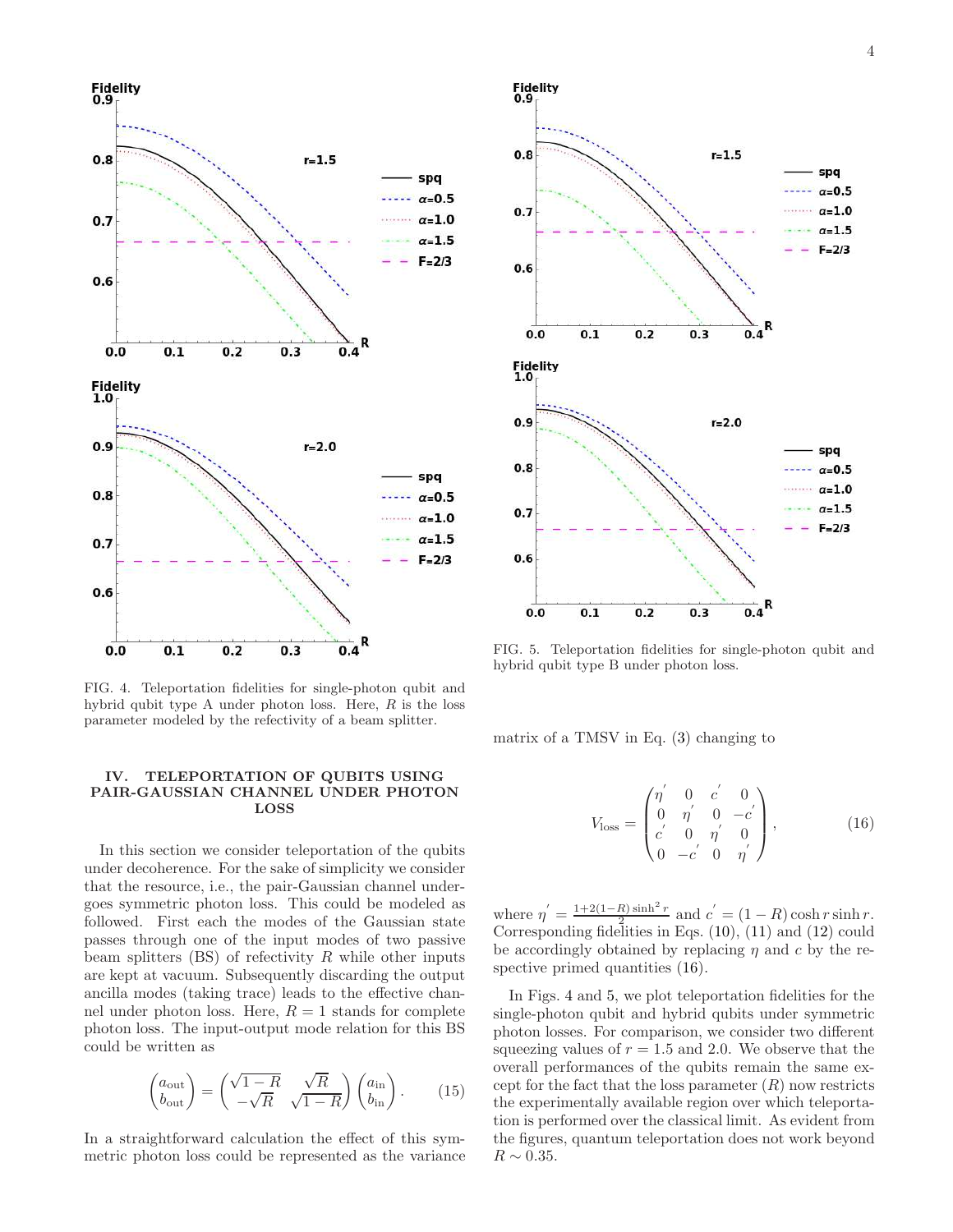FIG. 4. Teleportation fidelities for single-photon qubit and hybrid qubit type A under photon loss. Here, $R$ is the loss parameter modeled by the refectivity of a beam splitter.

FIG. 5. Teleportation fidelities for single-photon qubit and hybrid qubit type B under photon loss.

## IV. TELEPORTATION OF QUBITS USING PAIR-GAUSSIAN CHANNEL UNDER PHOTON LOSS

In this section we consider teleportation of the qubits under decoherence. For the sake of simplicity we consider that the resource, i.e., the pair-Gaussian channel undergoes symmetric photon loss. This could be modeled as followed. First each the modes of the Gaussian state passes through one of the input modes of two passive beam splitters (BS) of refectivity $R$ while other inputs are kept at vacuum. Subsequently discarding the output ancilla modes (taking trace) leads to the effective channel under photon loss. Here, $R = 1$ stands for complete photon loss. The input-output mode relation for this BS could be written as

$$\begin{pmatrix} a_{\rm out} \\ b_{\rm out} \end{pmatrix} = \begin{pmatrix} \sqrt{1-R} & \sqrt{R} \\ -\sqrt{R} & \sqrt{1-R} \end{pmatrix} \begin{pmatrix} a_{\rm in} \\ b_{\rm in} \end{pmatrix}. \qquad (15)$$

In a straightforward calculation the effect of this symmetric photon loss could be represented as the variance matrix of a TMSV in Eq. (3) changing to

$$V_{\rm loss} = \begin{pmatrix} \eta^{'} & 0 & c^{'} & 0 \\ 0 & \eta^{'} & 0 & -c^{'} \\ c^{'} & 0 & \eta^{'} & 0 \\ 0 & -c^{'} & 0 & \eta^{'} \end{pmatrix}, \qquad (16)$$

where $\eta^{'} = \frac{1+2(1-R)\sinh^2 r}{2}$ and $c^{'} = (1-R)\cosh r \sinh r$. Corresponding fidelities in Eqs. (10), (11) and (12) could be accordingly obtained by replacing $\eta$ and $c$ by the respective primed quantities (16).

In Figs. 4 and 5, we plot teleportation fidelities for the single-photon qubit and hybrid qubits under symmetric photon losses. For comparison, we consider two different squeezing values of $r = 1.5$ and $2.0$. We observe that the overall performances of the qubits remain the same except for the fact that the loss parameter ($R$) now restricts the experimentally available region over which teleportation is performed over the classical limit. As evident from the figures, quantum teleportation does not work beyond $R \sim 0.35$.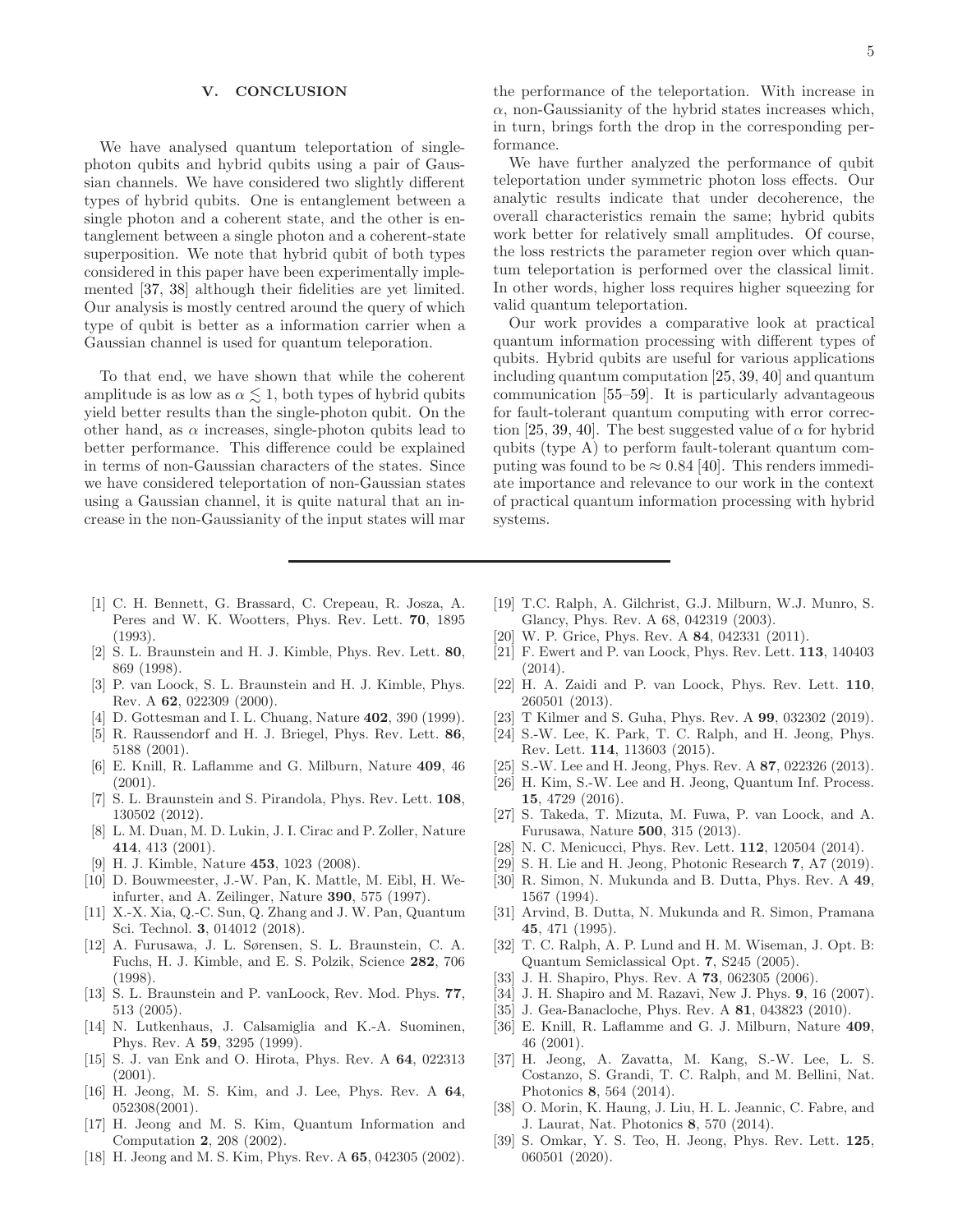## V. CONCLUSION

We have analysed quantum teleportation of single-photon qubits and hybrid qubits using a pair of Gaussian channels. We have considered two slightly different types of hybrid qubits. One is entanglement between a single photon and a coherent state, and the other is entanglement between a single photon and a coherent-state superposition. We note that hybrid qubit of both types considered in this paper have been experimentally implemented [37, 38] although their fidelities are yet limited. Our analysis is mostly centred around the query of which type of qubit is better as a information carrier when a Gaussian channel is used for quantum teleporation.

To that end, we have shown that while the coherent amplitude is as low as $\alpha \lesssim 1$, both types of hybrid qubits yield better results than the single-photon qubit. On the other hand, as $\alpha$ increases, single-photon qubits lead to better performance. This difference could be explained in terms of non-Gaussian characters of the states. Since we have considered teleportation of non-Gaussian states using a Gaussian channel, it is quite natural that an increase in the non-Gaussianity of the input states will mar the performance of the teleportation. With increase in $\alpha$, non-Gaussianity of the hybrid states increases which, in turn, brings forth the drop in the corresponding performance.

We have further analyzed the performance of qubit teleportation under symmetric photon loss effects. Our analytic results indicate that under decoherence, the overall characteristics remain the same; hybrid qubits work better for relatively small amplitudes. Of course, the loss restricts the parameter region over which quantum teleportation is performed over the classical limit. In other words, higher loss requires higher squeezing for valid quantum teleportation.

Our work provides a comparative look at practical quantum information processing with different types of qubits. Hybrid qubits are useful for various applications including quantum computation [25, 39, 40] and quantum communication [55–59]. It is particularly advantageous for fault-tolerant quantum computing with error correction [25, 39, 40]. The best suggested value of $\alpha$ for hybrid qubits (type A) to perform fault-tolerant quantum computing was found to be $\approx 0.84$ [40]. This renders immediate importance and relevance to our work in the context of practical quantum information processing with hybrid systems.

---

[1] C. H. Bennett, G. Brassard, C. Crepeau, R. Josza, A. Peres and W. K. Wootters, Phys. Rev. Lett. **70**, 1895 (1993).

[2] S. L. Braunstein and H. J. Kimble, Phys. Rev. Lett. **80**, 869 (1998).

[3] P. van Loock, S. L. Braunstein and H. J. Kimble, Phys. Rev. A **62**, 022309 (2000).

[4] D. Gottesman and I. L. Chuang, Nature **402**, 390 (1999).

[5] R. Raussendorf and H. J. Briegel, Phys. Rev. Lett. **86**, 5188 (2001).

[6] E. Knill, R. Laflamme and G. Milburn, Nature **409**, 46 (2001).

[7] S. L. Braunstein and S. Pirandola, Phys. Rev. Lett. **108**, 130502 (2012).

[8] L. M. Duan, M. D. Lukin, J. I. Cirac and P. Zoller, Nature **414**, 413 (2001).

[9] H. J. Kimble, Nature **453**, 1023 (2008).

[10] D. Bouwmeester, J.-W. Pan, K. Mattle, M. Eibl, H. Weinfurter, and A. Zeilinger, Nature **390**, 575 (1997).

[11] X.-X. Xia, Q.-C. Sun, Q. Zhang and J. W. Pan, Quantum Sci. Technol. **3**, 014012 (2018).

[12] A. Furusawa, J. L. Sørensen, S. L. Braunstein, C. A. Fuchs, H. J. Kimble, and E. S. Polzik, Science **282**, 706 (1998).

[13] S. L. Braunstein and P. vanLoock, Rev. Mod. Phys. **77**, 513 (2005).

[14] N. Lutkenhaus, J. Calsamiglia and K.-A. Suominen, Phys. Rev. A **59**, 3295 (1999).

[15] S. J. van Enk and O. Hirota, Phys. Rev. A **64**, 022313 (2001).

[16] H. Jeong, M. S. Kim, and J. Lee, Phys. Rev. A **64**, 052308(2001).

[17] H. Jeong and M. S. Kim, Quantum Information and Computation **2**, 208 (2002).

[18] H. Jeong and M. S. Kim, Phys. Rev. A **65**, 042305 (2002).

[19] T.C. Ralph, A. Gilchrist, G.J. Milburn, W.J. Munro, S. Glancy, Phys. Rev. A 68, 042319 (2003).

[20] W. P. Grice, Phys. Rev. A **84**, 042331 (2011).

[21] F. Ewert and P. van Loock, Phys. Rev. Lett. **113**, 140403 (2014).

[22] H. A. Zaidi and P. van Loock, Phys. Rev. Lett. **110**, 260501 (2013).

[23] T Kilmer and S. Guha, Phys. Rev. A **99**, 032302 (2019).

[24] S.-W. Lee, K. Park, T. C. Ralph, and H. Jeong, Phys. Rev. Lett. **114**, 113603 (2015).

[25] S.-W. Lee and H. Jeong, Phys. Rev. A **87**, 022326 (2013).

[26] H. Kim, S.-W. Lee and H. Jeong, Quantum Inf. Process. **15**, 4729 (2016).

[27] S. Takeda, T. Mizuta, M. Fuwa, P. van Loock, and A. Furusawa, Nature **500**, 315 (2013).

[28] N. C. Menicucci, Phys. Rev. Lett. **112**, 120504 (2014).

[29] S. H. Lie and H. Jeong, Photonic Research **7**, A7 (2019).

[30] R. Simon, N. Mukunda and B. Dutta, Phys. Rev. A **49**, 1567 (1994).

[31] Arvind, B. Dutta, N. Mukunda and R. Simon, Pramana **45**, 471 (1995).

[32] T. C. Ralph, A. P. Lund and H. M. Wiseman, J. Opt. B: Quantum Semiclassical Opt. **7**, S245 (2005).

[33] J. H. Shapiro, Phys. Rev. A **73**, 062305 (2006).

[34] J. H. Shapiro and M. Razavi, New J. Phys. **9**, 16 (2007).

[35] J. Gea-Banacloche, Phys. Rev. A **81**, 043823 (2010).

[36] E. Knill, R. Laflamme and G. J. Milburn, Nature **409**, 46 (2001).

[37] H. Jeong, A. Zavatta, M. Kang, S.-W. Lee, L. S. Costanzo, S. Grandi, T. C. Ralph, and M. Bellini, Nat. Photonics **8**, 564 (2014).

[38] O. Morin, K. Haung, J. Liu, H. L. Jeannic, C. Fabre, and J. Laurat, Nat. Photonics **8**, 570 (2014).

[39] S. Omkar, Y. S. Teo, H. Jeong, Phys. Rev. Lett. **125**, 060501 (2020).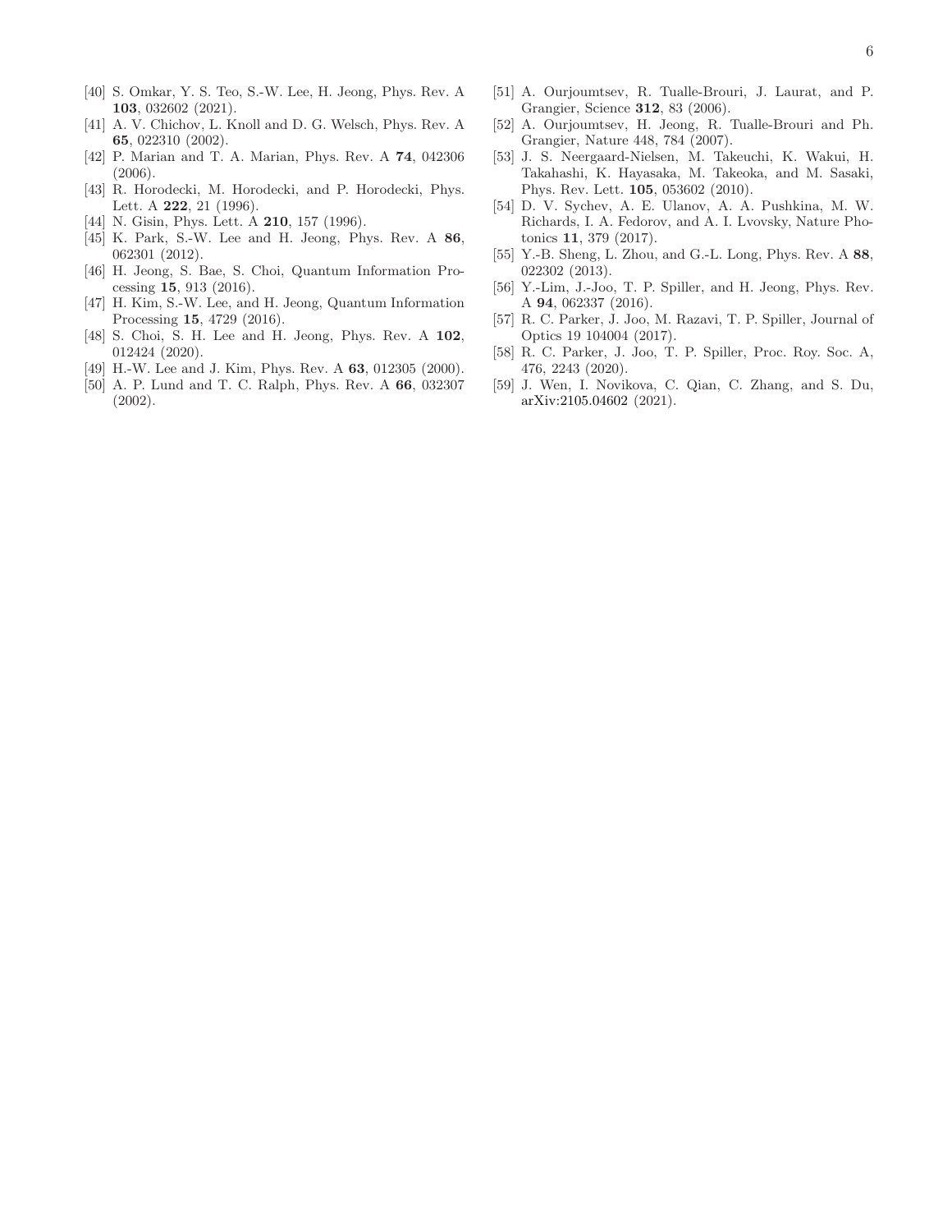[40] S. Omkar, Y. S. Teo, S.-W. Lee, H. Jeong, Phys. Rev. A **103**, 032602 (2021).

[41] A. V. Chichov, L. Knoll and D. G. Welsch, Phys. Rev. A **65**, 022310 (2002).

[42] P. Marian and T. A. Marian, Phys. Rev. A **74**, 042306 (2006).

[43] R. Horodecki, M. Horodecki, and P. Horodecki, Phys. Lett. A **222**, 21 (1996).

[44] N. Gisin, Phys. Lett. A **210**, 157 (1996).

[45] K. Park, S.-W. Lee and H. Jeong, Phys. Rev. A **86**, 062301 (2012).

[46] H. Jeong, S. Bae, S. Choi, Quantum Information Processing **15**, 913 (2016).

[47] H. Kim, S.-W. Lee, and H. Jeong, Quantum Information Processing **15**, 4729 (2016).

[48] S. Choi, S. H. Lee and H. Jeong, Phys. Rev. A **102**, 012424 (2020).

[49] H.-W. Lee and J. Kim, Phys. Rev. A **63**, 012305 (2000).

[50] A. P. Lund and T. C. Ralph, Phys. Rev. A **66**, 032307 (2002).

[51] A. Ourjoumtsev, R. Tualle-Brouri, J. Laurat, and P. Grangier, Science **312**, 83 (2006).

[52] A. Ourjoumtsev, H. Jeong, R. Tualle-Brouri and Ph. Grangier, Nature 448, 784 (2007).

[53] J. S. Neergaard-Nielsen, M. Takeuchi, K. Wakui, H. Takahashi, K. Hayasaka, M. Takeoka, and M. Sasaki, Phys. Rev. Lett. **105**, 053602 (2010).

[54] D. V. Sychev, A. E. Ulanov, A. A. Pushkina, M. W. Richards, I. A. Fedorov, and A. I. Lvovsky, Nature Photonics **11**, 379 (2017).

[55] Y.-B. Sheng, L. Zhou, and G.-L. Long, Phys. Rev. A **88**, 022302 (2013).

[56] Y.-Lim, J.-Joo, T. P. Spiller, and H. Jeong, Phys. Rev. A **94**, 062337 (2016).

[57] R. C. Parker, J. Joo, M. Razavi, T. P. Spiller, Journal of Optics 19 104004 (2017).

[58] R. C. Parker, J. Joo, T. P. Spiller, Proc. Roy. Soc. A, 476, 2243 (2020).

[59] J. Wen, I. Novikova, C. Qian, C. Zhang, and S. Du, arXiv:2105.04602 (2021).